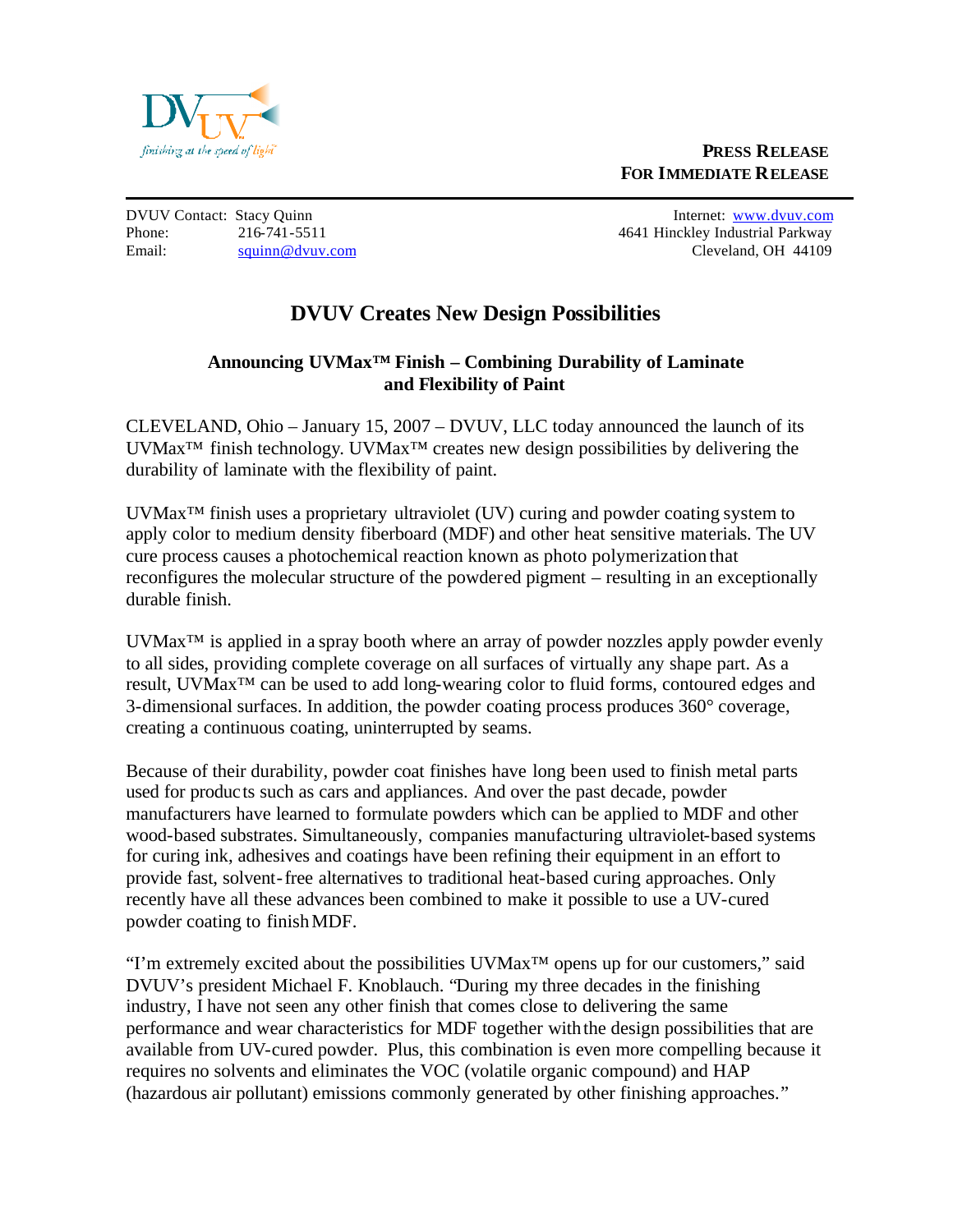DVUV
finishing at the speed of light

**PRESS RELEASE**
**FOR IMMEDIATE RELEASE**

DVUV Contact: Stacy Quinn
Phone: 216-741-5511
Email: squinn@dvuv.com

Internet: www.dvuv.com
4641 Hinckley Industrial Parkway
Cleveland, OH 44109

# DVUV Creates New Design Possibilities

### Announcing UVMax™ Finish – Combining Durability of Laminate and Flexibility of Paint

CLEVELAND, Ohio – January 15, 2007 – DVUV, LLC today announced the launch of its UVMax™ finish technology. UVMax™ creates new design possibilities by delivering the durability of laminate with the flexibility of paint.

UVMax™ finish uses a proprietary ultraviolet (UV) curing and powder coating system to apply color to medium density fiberboard (MDF) and other heat sensitive materials. The UV cure process causes a photochemical reaction known as photo polymerization that reconfigures the molecular structure of the powdered pigment – resulting in an exceptionally durable finish.

UVMax™ is applied in a spray booth where an array of powder nozzles apply powder evenly to all sides, providing complete coverage on all surfaces of virtually any shape part. As a result, UVMax™ can be used to add long-wearing color to fluid forms, contoured edges and 3-dimensional surfaces. In addition, the powder coating process produces 360° coverage, creating a continuous coating, uninterrupted by seams.

Because of their durability, powder coat finishes have long been used to finish metal parts used for products such as cars and appliances. And over the past decade, powder manufacturers have learned to formulate powders which can be applied to MDF and other wood-based substrates. Simultaneously, companies manufacturing ultraviolet-based systems for curing ink, adhesives and coatings have been refining their equipment in an effort to provide fast, solvent-free alternatives to traditional heat-based curing approaches. Only recently have all these advances been combined to make it possible to use a UV-cured powder coating to finish MDF.

"I'm extremely excited about the possibilities UVMax™ opens up for our customers," said DVUV's president Michael F. Knoblauch. "During my three decades in the finishing industry, I have not seen any other finish that comes close to delivering the same performance and wear characteristics for MDF together with the design possibilities that are available from UV-cured powder. Plus, this combination is even more compelling because it requires no solvents and eliminates the VOC (volatile organic compound) and HAP (hazardous air pollutant) emissions commonly generated by other finishing approaches."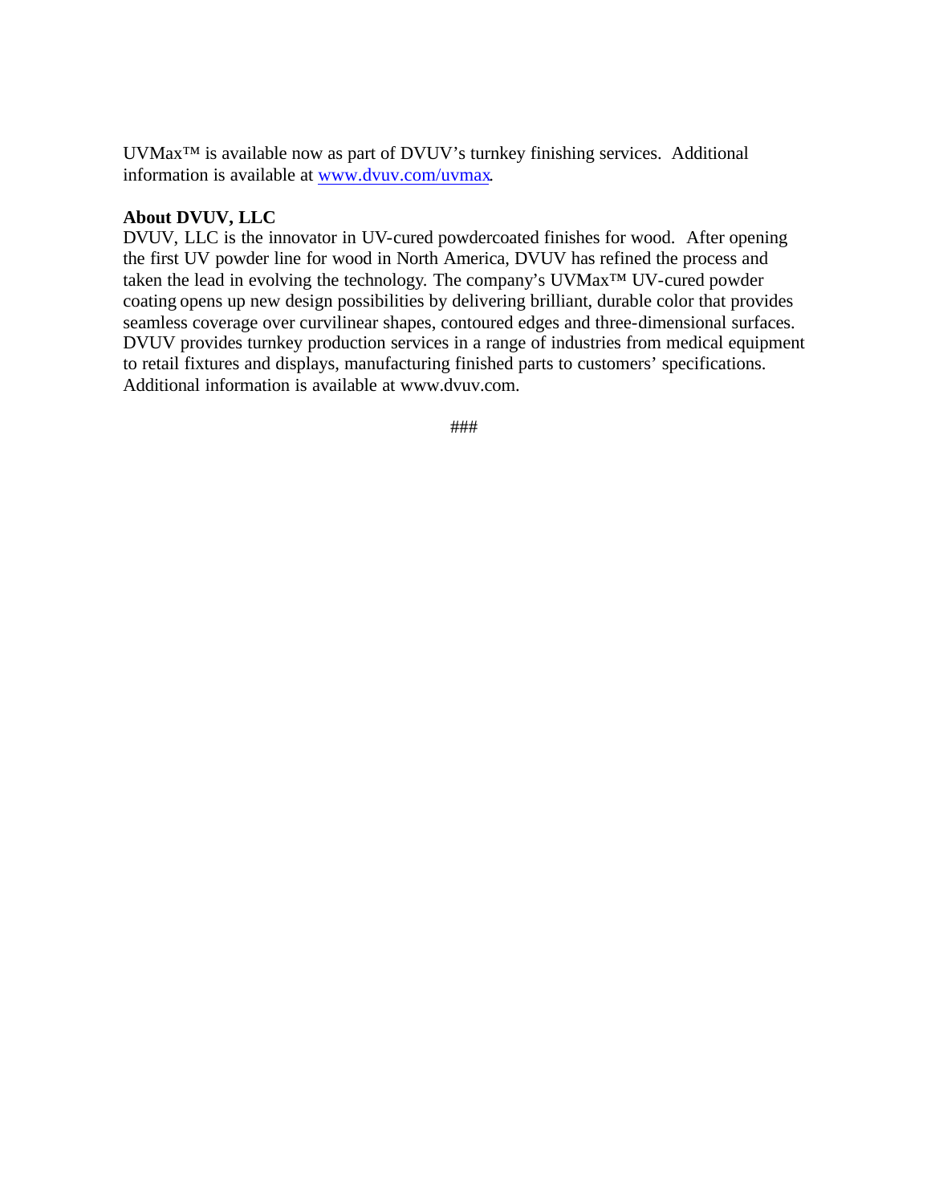UVMax™ is available now as part of DVUV's turnkey finishing services. Additional information is available at www.dvuv.com/uvmax.

**About DVUV, LLC**

DVUV, LLC is the innovator in UV-cured powdercoated finishes for wood. After opening the first UV powder line for wood in North America, DVUV has refined the process and taken the lead in evolving the technology. The company's UVMax™ UV-cured powder coating opens up new design possibilities by delivering brilliant, durable color that provides seamless coverage over curvilinear shapes, contoured edges and three-dimensional surfaces. DVUV provides turnkey production services in a range of industries from medical equipment to retail fixtures and displays, manufacturing finished parts to customers' specifications. Additional information is available at www.dvuv.com.

###